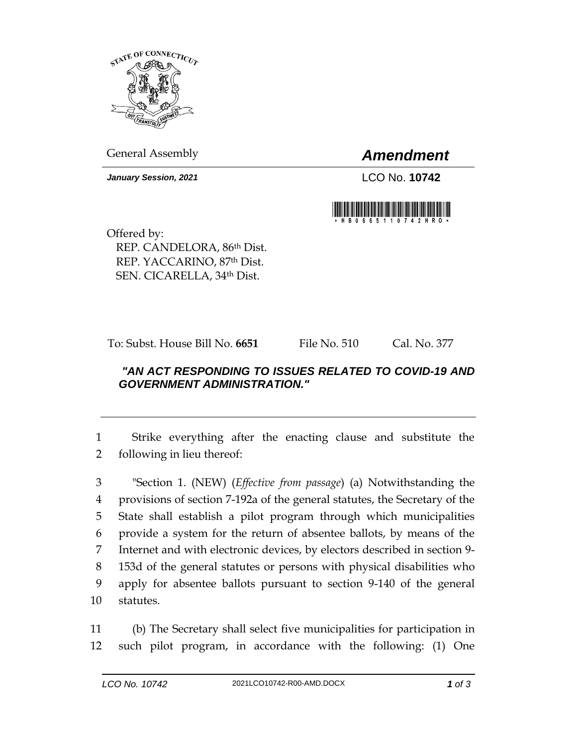General Assembly

# *Amendment*

***January Session, 2021***

LCO No. **10742**

Offered by:
REP. CANDELORA, 86th Dist.
REP. YACCARINO, 87th Dist.
SEN. CICARELLA, 34th Dist.

To: Subst. House Bill No. **6651** File No. 510 Cal. No. 377

***"AN ACT RESPONDING TO ISSUES RELATED TO COVID-19 AND GOVERNMENT ADMINISTRATION."***

1 Strike everything after the enacting clause and substitute the
2 following in lieu thereof:

3 "Section 1. (NEW) (*Effective from passage*) (a) Notwithstanding the
4 provisions of section 7-192a of the general statutes, the Secretary of the
5 State shall establish a pilot program through which municipalities
6 provide a system for the return of absentee ballots, by means of the
7 Internet and with electronic devices, by electors described in section 9-
8 153d of the general statutes or persons with physical disabilities who
9 apply for absentee ballots pursuant to section 9-140 of the general
10 statutes.

11 (b) The Secretary shall select five municipalities for participation in
12 such pilot program, in accordance with the following: (1) One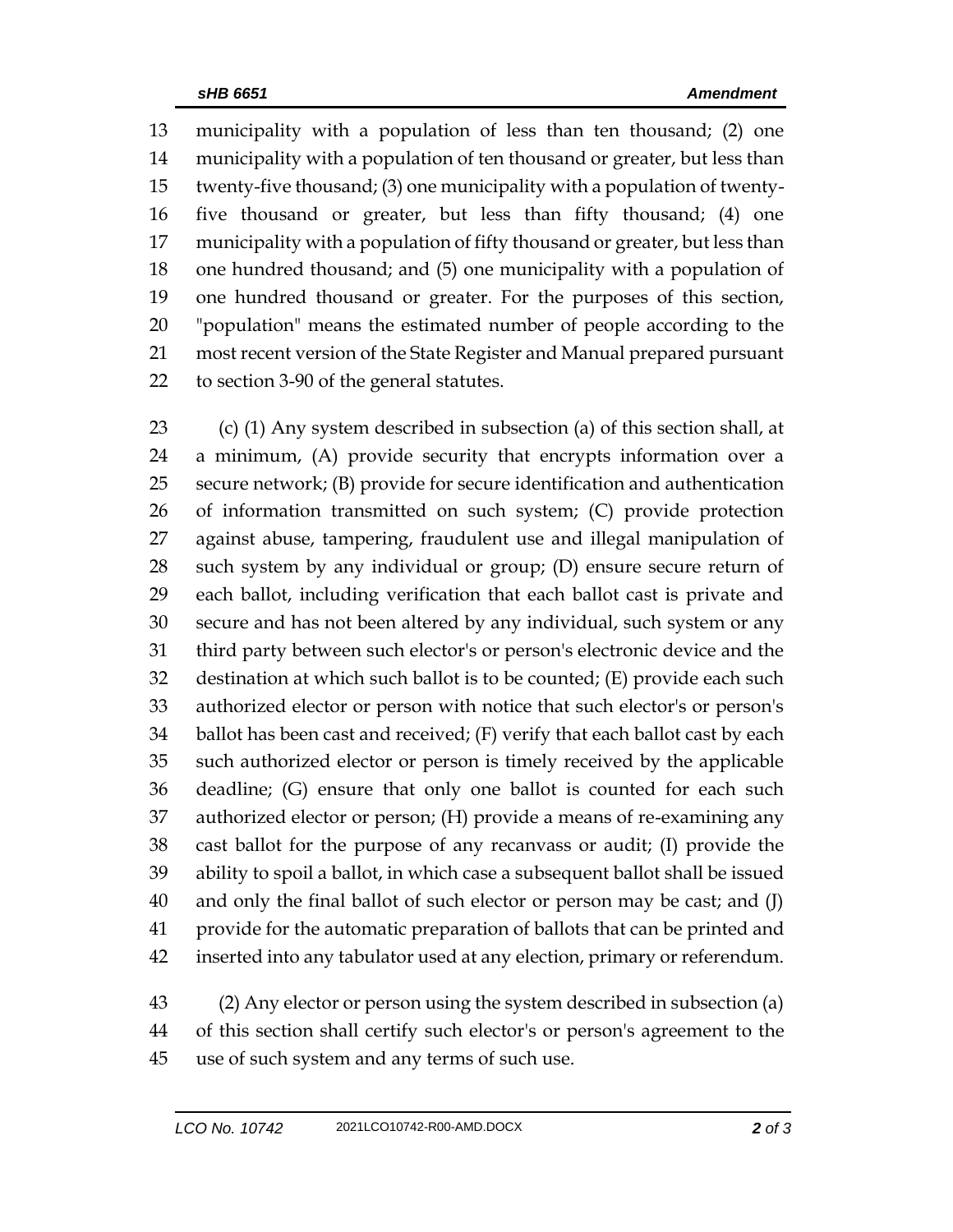municipality with a population of less than ten thousand; (2) one municipality with a population of ten thousand or greater, but less than twenty-five thousand; (3) one municipality with a population of twenty-five thousand or greater, but less than fifty thousand; (4) one municipality with a population of fifty thousand or greater, but less than one hundred thousand; and (5) one municipality with a population of one hundred thousand or greater. For the purposes of this section, "population" means the estimated number of people according to the most recent version of the State Register and Manual prepared pursuant to section 3-90 of the general statutes.

(c) (1) Any system described in subsection (a) of this section shall, at a minimum, (A) provide security that encrypts information over a secure network; (B) provide for secure identification and authentication of information transmitted on such system; (C) provide protection against abuse, tampering, fraudulent use and illegal manipulation of such system by any individual or group; (D) ensure secure return of each ballot, including verification that each ballot cast is private and secure and has not been altered by any individual, such system or any third party between such elector's or person's electronic device and the destination at which such ballot is to be counted; (E) provide each such authorized elector or person with notice that such elector's or person's ballot has been cast and received; (F) verify that each ballot cast by each such authorized elector or person is timely received by the applicable deadline; (G) ensure that only one ballot is counted for each such authorized elector or person; (H) provide a means of re-examining any cast ballot for the purpose of any recanvass or audit; (I) provide the ability to spoil a ballot, in which case a subsequent ballot shall be issued and only the final ballot of such elector or person may be cast; and (J) provide for the automatic preparation of ballots that can be printed and inserted into any tabulator used at any election, primary or referendum.

(2) Any elector or person using the system described in subsection (a) of this section shall certify such elector's or person's agreement to the use of such system and any terms of such use.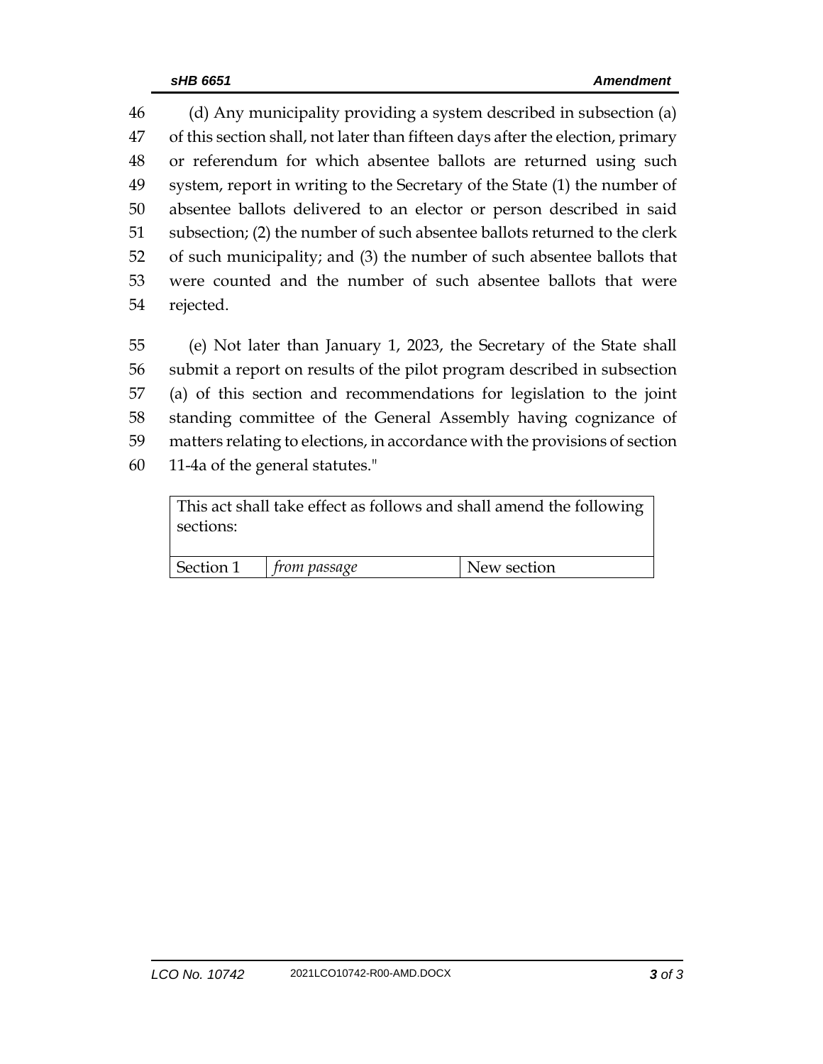(d) Any municipality providing a system described in subsection (a) of this section shall, not later than fifteen days after the election, primary or referendum for which absentee ballots are returned using such system, report in writing to the Secretary of the State (1) the number of absentee ballots delivered to an elector or person described in said subsection; (2) the number of such absentee ballots returned to the clerk of such municipality; and (3) the number of such absentee ballots that were counted and the number of such absentee ballots that were rejected.

(e) Not later than January 1, 2023, the Secretary of the State shall submit a report on results of the pilot program described in subsection (a) of this section and recommendations for legislation to the joint standing committee of the General Assembly having cognizance of matters relating to elections, in accordance with the provisions of section 11-4a of the general statutes."

| This act shall take effect as follows and shall amend the following sections: | | |
|---|---|---|
| Section 1 | *from passage* | New section |